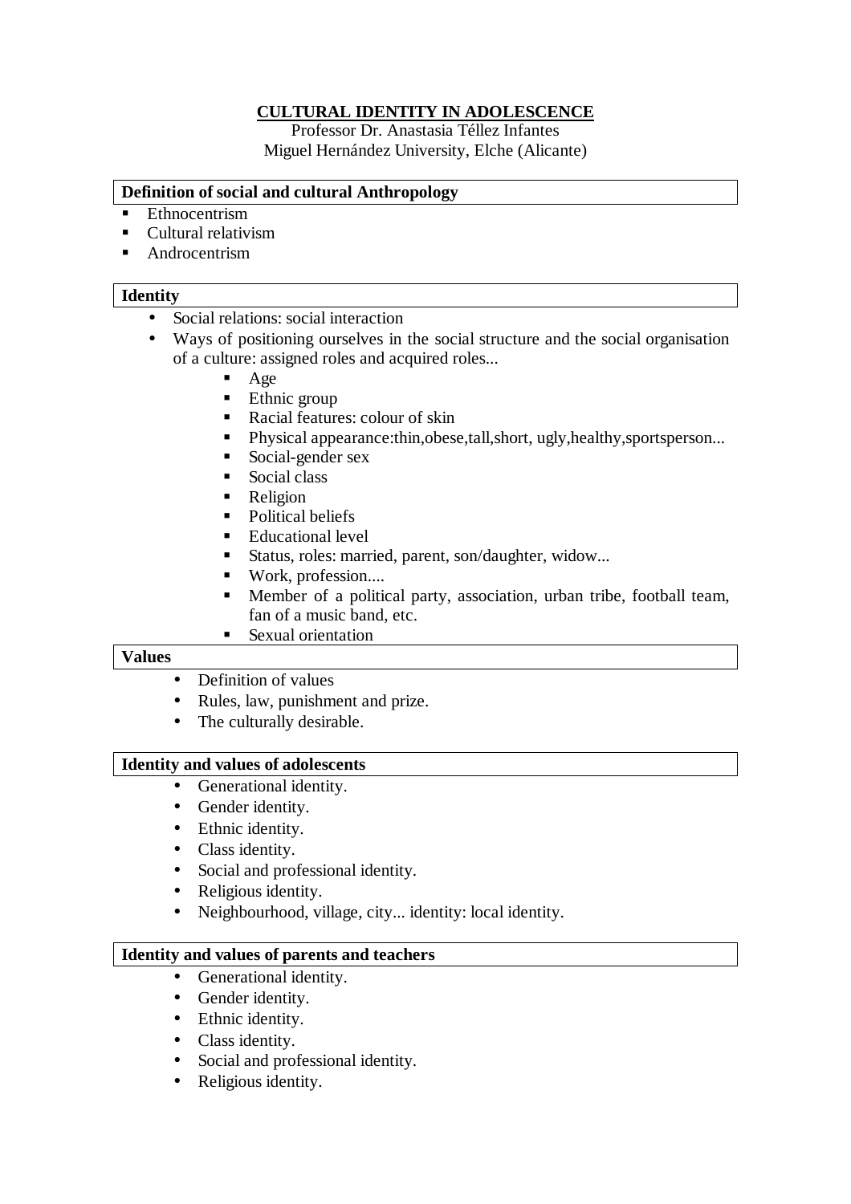# CULTURAL IDENTITY IN ADOLESCENCE

Professor Dr. Anastasia Téllez Infantes
Miguel Hernández University, Elche (Alicante)

## Definition of social and cultural Anthropology

- Ethnocentrism
- Cultural relativism
- Androcentrism

## Identity

- Social relations: social interaction
- Ways of positioning ourselves in the social structure and the social organisation of a culture: assigned roles and acquired roles...
  - Age
  - Ethnic group
  - Racial features: colour of skin
  - Physical appearance:thin,obese,tall,short, ugly,healthy,sportsperson...
  - Social-gender sex
  - Social class
  - Religion
  - Political beliefs
  - Educational level
  - Status, roles: married, parent, son/daughter, widow...
  - Work, profession....
  - Member of a political party, association, urban tribe, football team, fan of a music band, etc.
  - Sexual orientation

## Values

- Definition of values
- Rules, law, punishment and prize.
- The culturally desirable.

## Identity and values of adolescents

- Generational identity.
- Gender identity.
- Ethnic identity.
- Class identity.
- Social and professional identity.
- Religious identity.
- Neighbourhood, village, city... identity: local identity.

## Identity and values of parents and teachers

- Generational identity.
- Gender identity.
- Ethnic identity.
- Class identity.
- Social and professional identity.
- Religious identity.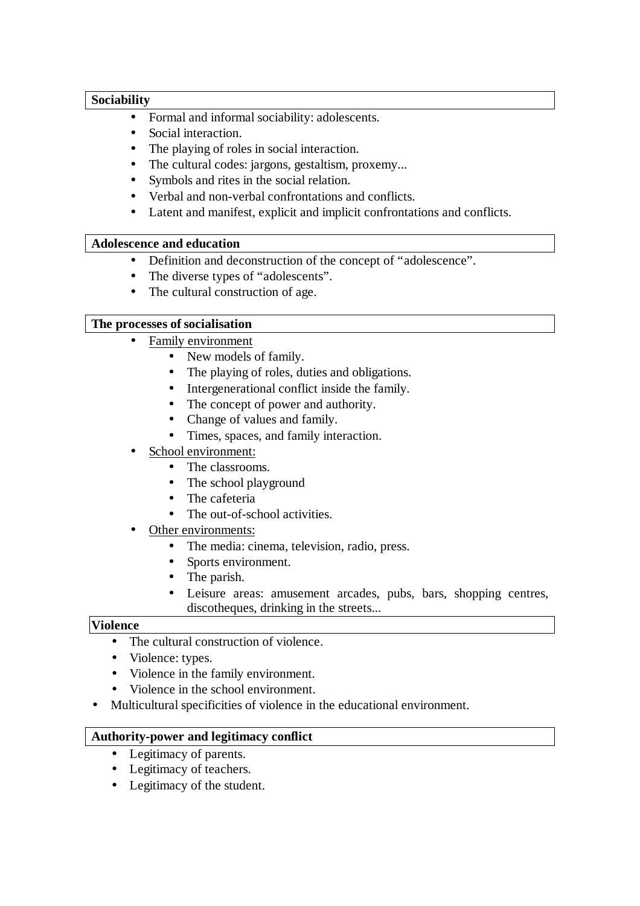**Sociability**

- Formal and informal sociability: adolescents.
- Social interaction.
- The playing of roles in social interaction.
- The cultural codes: jargons, gestaltism, proxemy...
- Symbols and rites in the social relation.
- Verbal and non-verbal confrontations and conflicts.
- Latent and manifest, explicit and implicit confrontations and conflicts.

**Adolescence and education**

- Definition and deconstruction of the concept of "adolescence".
- The diverse types of "adolescents".
- The cultural construction of age.

**The processes of socialisation**

- Family environment
  - New models of family.
  - The playing of roles, duties and obligations.
  - Intergenerational conflict inside the family.
  - The concept of power and authority.
  - Change of values and family.
  - Times, spaces, and family interaction.
- School environment:
  - The classrooms.
  - The school playground
  - The cafeteria
  - The out-of-school activities.
- Other environments:
  - The media: cinema, television, radio, press.
  - Sports environment.
  - The parish.
  - Leisure areas: amusement arcades, pubs, bars, shopping centres, discotheques, drinking in the streets...

**Violence**

- The cultural construction of violence.
- Violence: types.
- Violence in the family environment.
- Violence in the school environment.
- Multicultural specificities of violence in the educational environment.

**Authority-power and legitimacy conflict**

- Legitimacy of parents.
- Legitimacy of teachers.
- Legitimacy of the student.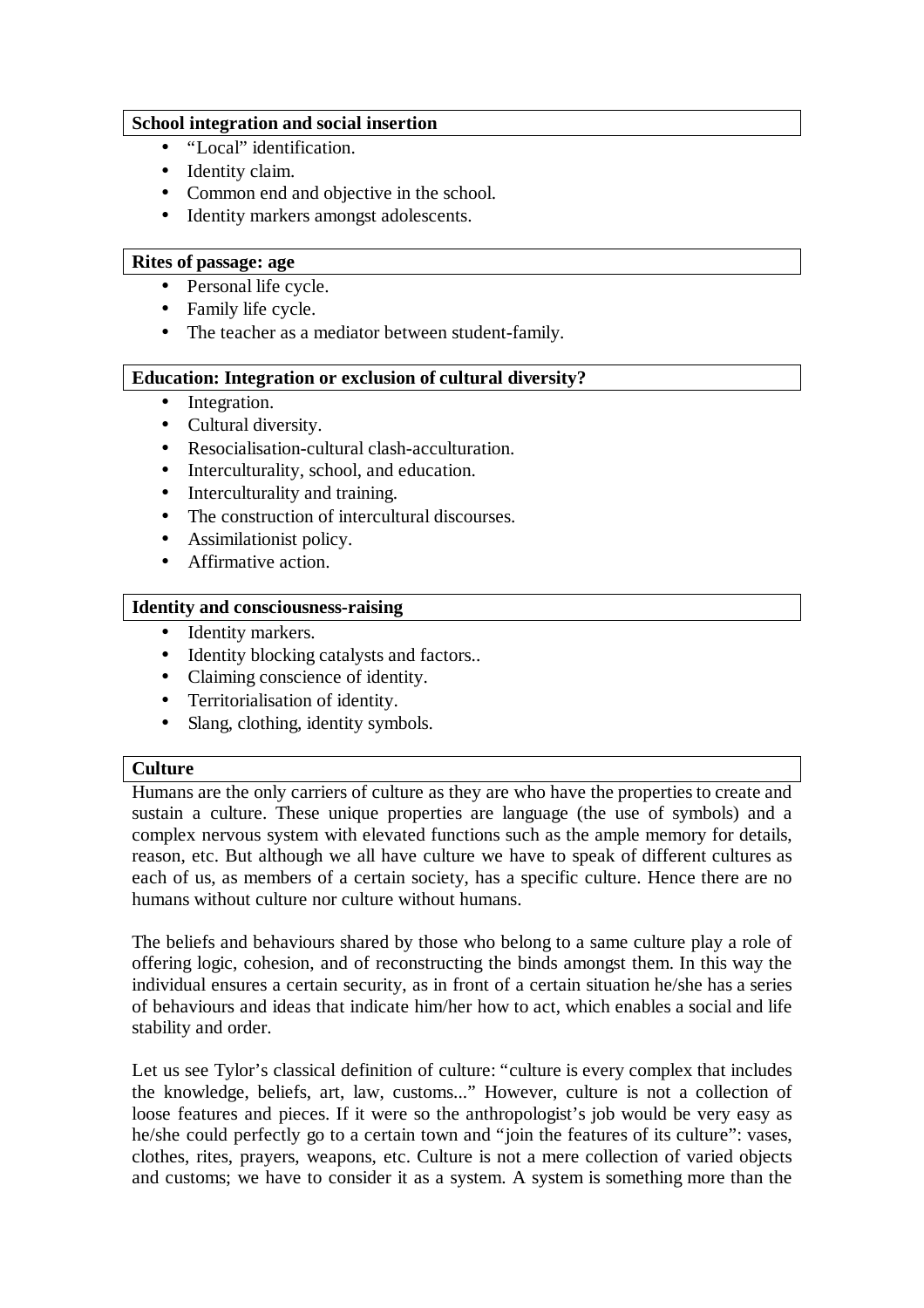**School integration and social insertion**

- "Local" identification.
- Identity claim.
- Common end and objective in the school.
- Identity markers amongst adolescents.

**Rites of passage: age**

- Personal life cycle.
- Family life cycle.
- The teacher as a mediator between student-family.

**Education: Integration or exclusion of cultural diversity?**

- Integration.
- Cultural diversity.
- Resocialisation-cultural clash-acculturation.
- Interculturality, school, and education.
- Interculturality and training.
- The construction of intercultural discourses.
- Assimilationist policy.
- Affirmative action.

**Identity and consciousness-raising**

- Identity markers.
- Identity blocking catalysts and factors..
- Claiming conscience of identity.
- Territorialisation of identity.
- Slang, clothing, identity symbols.

**Culture**

Humans are the only carriers of culture as they are who have the properties to create and sustain a culture. These unique properties are language (the use of symbols) and a complex nervous system with elevated functions such as the ample memory for details, reason, etc. But although we all have culture we have to speak of different cultures as each of us, as members of a certain society, has a specific culture. Hence there are no humans without culture nor culture without humans.

The beliefs and behaviours shared by those who belong to a same culture play a role of offering logic, cohesion, and of reconstructing the binds amongst them. In this way the individual ensures a certain security, as in front of a certain situation he/she has a series of behaviours and ideas that indicate him/her how to act, which enables a social and life stability and order.

Let us see Tylor's classical definition of culture: "culture is every complex that includes the knowledge, beliefs, art, law, customs..." However, culture is not a collection of loose features and pieces. If it were so the anthropologist's job would be very easy as he/she could perfectly go to a certain town and "join the features of its culture": vases, clothes, rites, prayers, weapons, etc. Culture is not a mere collection of varied objects and customs; we have to consider it as a system. A system is something more than the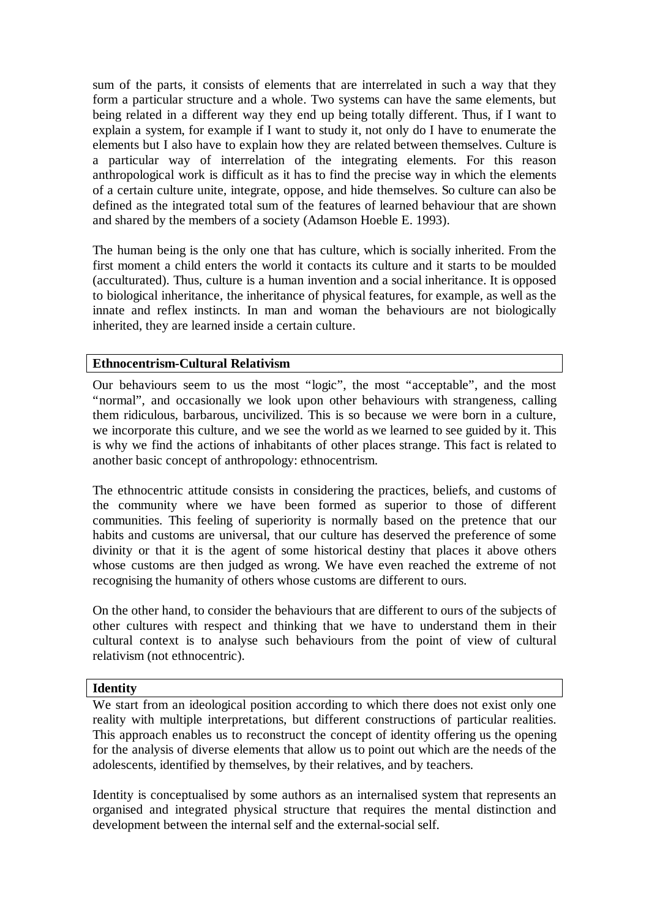sum of the parts, it consists of elements that are interrelated in such a way that they form a particular structure and a whole. Two systems can have the same elements, but being related in a different way they end up being totally different. Thus, if I want to explain a system, for example if I want to study it, not only do I have to enumerate the elements but I also have to explain how they are related between themselves. Culture is a particular way of interrelation of the integrating elements. For this reason anthropological work is difficult as it has to find the precise way in which the elements of a certain culture unite, integrate, oppose, and hide themselves. So culture can also be defined as the integrated total sum of the features of learned behaviour that are shown and shared by the members of a society (Adamson Hoeble E. 1993).

The human being is the only one that has culture, which is socially inherited. From the first moment a child enters the world it contacts its culture and it starts to be moulded (acculturated). Thus, culture is a human invention and a social inheritance. It is opposed to biological inheritance, the inheritance of physical features, for example, as well as the innate and reflex instincts. In man and woman the behaviours are not biologically inherited, they are learned inside a certain culture.

**Ethnocentrism-Cultural Relativism**

Our behaviours seem to us the most "logic", the most "acceptable", and the most "normal", and occasionally we look upon other behaviours with strangeness, calling them ridiculous, barbarous, uncivilized. This is so because we were born in a culture, we incorporate this culture, and we see the world as we learned to see guided by it. This is why we find the actions of inhabitants of other places strange. This fact is related to another basic concept of anthropology: ethnocentrism.

The ethnocentric attitude consists in considering the practices, beliefs, and customs of the community where we have been formed as superior to those of different communities. This feeling of superiority is normally based on the pretence that our habits and customs are universal, that our culture has deserved the preference of some divinity or that it is the agent of some historical destiny that places it above others whose customs are then judged as wrong. We have even reached the extreme of not recognising the humanity of others whose customs are different to ours.

On the other hand, to consider the behaviours that are different to ours of the subjects of other cultures with respect and thinking that we have to understand them in their cultural context is to analyse such behaviours from the point of view of cultural relativism (not ethnocentric).

**Identity**

We start from an ideological position according to which there does not exist only one reality with multiple interpretations, but different constructions of particular realities. This approach enables us to reconstruct the concept of identity offering us the opening for the analysis of diverse elements that allow us to point out which are the needs of the adolescents, identified by themselves, by their relatives, and by teachers.

Identity is conceptualised by some authors as an internalised system that represents an organised and integrated physical structure that requires the mental distinction and development between the internal self and the external-social self.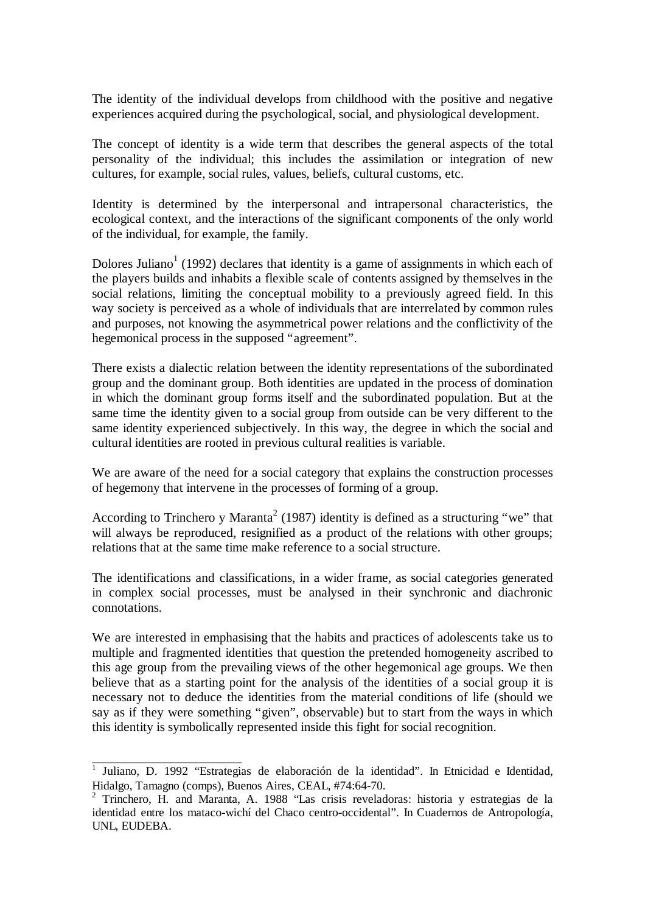The identity of the individual develops from childhood with the positive and negative experiences acquired during the psychological, social, and physiological development.

The concept of identity is a wide term that describes the general aspects of the total personality of the individual; this includes the assimilation or integration of new cultures, for example, social rules, values, beliefs, cultural customs, etc.

Identity is determined by the interpersonal and intrapersonal characteristics, the ecological context, and the interactions of the significant components of the only world of the individual, for example, the family.

Dolores Juliano[1] (1992) declares that identity is a game of assignments in which each of the players builds and inhabits a flexible scale of contents assigned by themselves in the social relations, limiting the conceptual mobility to a previously agreed field. In this way society is perceived as a whole of individuals that are interrelated by common rules and purposes, not knowing the asymmetrical power relations and the conflictivity of the hegemonical process in the supposed "agreement".

There exists a dialectic relation between the identity representations of the subordinated group and the dominant group. Both identities are updated in the process of domination in which the dominant group forms itself and the subordinated population. But at the same time the identity given to a social group from outside can be very different to the same identity experienced subjectively. In this way, the degree in which the social and cultural identities are rooted in previous cultural realities is variable.

We are aware of the need for a social category that explains the construction processes of hegemony that intervene in the processes of forming of a group.

According to Trinchero y Maranta[2] (1987) identity is defined as a structuring "we" that will always be reproduced, resignified as a product of the relations with other groups; relations that at the same time make reference to a social structure.

The identifications and classifications, in a wider frame, as social categories generated in complex social processes, must be analysed in their synchronic and diachronic connotations.

We are interested in emphasising that the habits and practices of adolescents take us to multiple and fragmented identities that question the pretended homogeneity ascribed to this age group from the prevailing views of the other hegemonical age groups. We then believe that as a starting point for the analysis of the identities of a social group it is necessary not to deduce the identities from the material conditions of life (should we say as if they were something "given", observable) but to start from the ways in which this identity is symbolically represented inside this fight for social recognition.

---

[1] Juliano, D. 1992 "Estrategias de elaboración de la identidad". In Etnicidad e Identidad, Hidalgo, Tamagno (comps), Buenos Aires, CEAL, #74:64-70.

[2] Trinchero, H. and Maranta, A. 1988 "Las crisis reveladoras: historia y estrategias de la identidad entre los mataco-wichí del Chaco centro-occidental". In Cuadernos de Antropología, UNL, EUDEBA.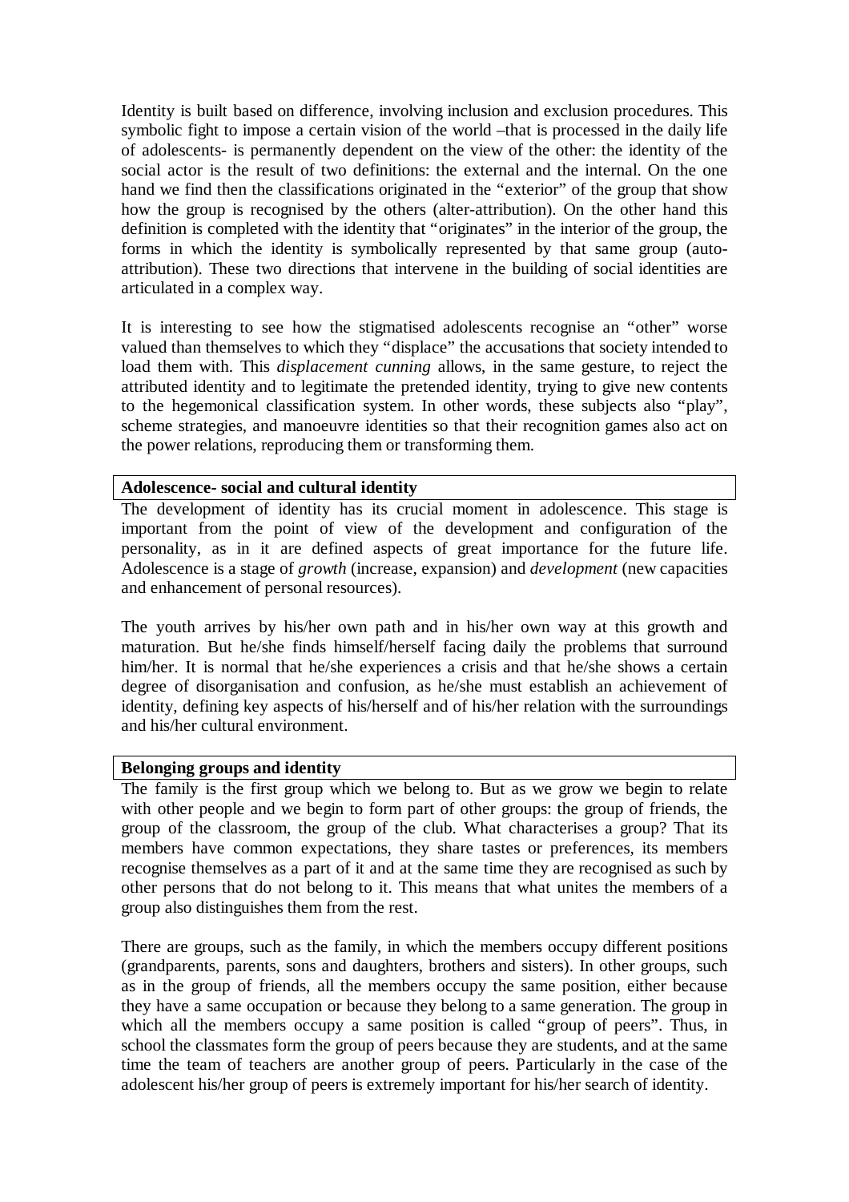Identity is built based on difference, involving inclusion and exclusion procedures. This symbolic fight to impose a certain vision of the world –that is processed in the daily life of adolescents- is permanently dependent on the view of the other: the identity of the social actor is the result of two definitions: the external and the internal. On the one hand we find then the classifications originated in the "exterior" of the group that show how the group is recognised by the others (alter-attribution). On the other hand this definition is completed with the identity that "originates" in the interior of the group, the forms in which the identity is symbolically represented by that same group (auto-attribution). These two directions that intervene in the building of social identities are articulated in a complex way.

It is interesting to see how the stigmatised adolescents recognise an "other" worse valued than themselves to which they "displace" the accusations that society intended to load them with. This *displacement cunning* allows, in the same gesture, to reject the attributed identity and to legitimate the pretended identity, trying to give new contents to the hegemonical classification system. In other words, these subjects also "play", scheme strategies, and manoeuvre identities so that their recognition games also act on the power relations, reproducing them or transforming them.

### Adolescence- social and cultural identity

The development of identity has its crucial moment in adolescence. This stage is important from the point of view of the development and configuration of the personality, as in it are defined aspects of great importance for the future life. Adolescence is a stage of *growth* (increase, expansion) and *development* (new capacities and enhancement of personal resources).

The youth arrives by his/her own path and in his/her own way at this growth and maturation. But he/she finds himself/herself facing daily the problems that surround him/her. It is normal that he/she experiences a crisis and that he/she shows a certain degree of disorganisation and confusion, as he/she must establish an achievement of identity, defining key aspects of his/herself and of his/her relation with the surroundings and his/her cultural environment.

### Belonging groups and identity

The family is the first group which we belong to. But as we grow we begin to relate with other people and we begin to form part of other groups: the group of friends, the group of the classroom, the group of the club. What characterises a group? That its members have common expectations, they share tastes or preferences, its members recognise themselves as a part of it and at the same time they are recognised as such by other persons that do not belong to it. This means that what unites the members of a group also distinguishes them from the rest.

There are groups, such as the family, in which the members occupy different positions (grandparents, parents, sons and daughters, brothers and sisters). In other groups, such as in the group of friends, all the members occupy the same position, either because they have a same occupation or because they belong to a same generation. The group in which all the members occupy a same position is called "group of peers". Thus, in school the classmates form the group of peers because they are students, and at the same time the team of teachers are another group of peers. Particularly in the case of the adolescent his/her group of peers is extremely important for his/her search of identity.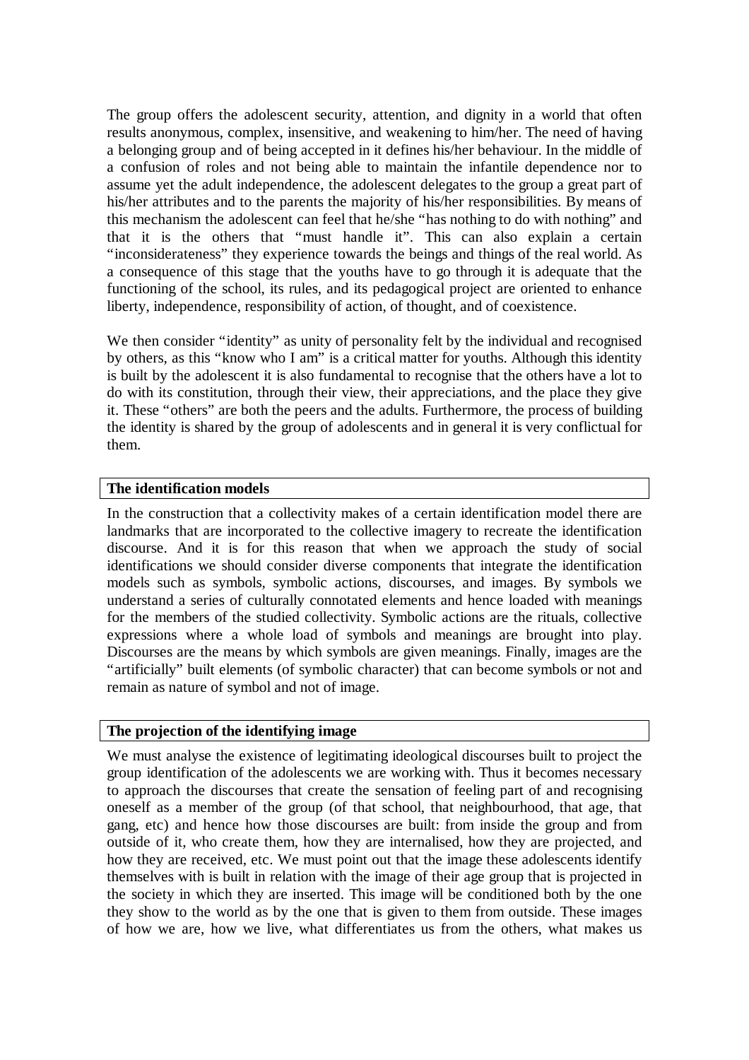The group offers the adolescent security, attention, and dignity in a world that often results anonymous, complex, insensitive, and weakening to him/her. The need of having a belonging group and of being accepted in it defines his/her behaviour. In the middle of a confusion of roles and not being able to maintain the infantile dependence nor to assume yet the adult independence, the adolescent delegates to the group a great part of his/her attributes and to the parents the majority of his/her responsibilities. By means of this mechanism the adolescent can feel that he/she "has nothing to do with nothing" and that it is the others that "must handle it". This can also explain a certain "inconsiderateness" they experience towards the beings and things of the real world. As a consequence of this stage that the youths have to go through it is adequate that the functioning of the school, its rules, and its pedagogical project are oriented to enhance liberty, independence, responsibility of action, of thought, and of coexistence.

We then consider "identity" as unity of personality felt by the individual and recognised by others, as this "know who I am" is a critical matter for youths. Although this identity is built by the adolescent it is also fundamental to recognise that the others have a lot to do with its constitution, through their view, their appreciations, and the place they give it. These "others" are both the peers and the adults. Furthermore, the process of building the identity is shared by the group of adolescents and in general it is very conflictual for them.

### The identification models

In the construction that a collectivity makes of a certain identification model there are landmarks that are incorporated to the collective imagery to recreate the identification discourse. And it is for this reason that when we approach the study of social identifications we should consider diverse components that integrate the identification models such as symbols, symbolic actions, discourses, and images. By symbols we understand a series of culturally connotated elements and hence loaded with meanings for the members of the studied collectivity. Symbolic actions are the rituals, collective expressions where a whole load of symbols and meanings are brought into play. Discourses are the means by which symbols are given meanings. Finally, images are the "artificially" built elements (of symbolic character) that can become symbols or not and remain as nature of symbol and not of image.

### The projection of the identifying image

We must analyse the existence of legitimating ideological discourses built to project the group identification of the adolescents we are working with. Thus it becomes necessary to approach the discourses that create the sensation of feeling part of and recognising oneself as a member of the group (of that school, that neighbourhood, that age, that gang, etc) and hence how those discourses are built: from inside the group and from outside of it, who create them, how they are internalised, how they are projected, and how they are received, etc. We must point out that the image these adolescents identify themselves with is built in relation with the image of their age group that is projected in the society in which they are inserted. This image will be conditioned both by the one they show to the world as by the one that is given to them from outside. These images of how we are, how we live, what differentiates us from the others, what makes us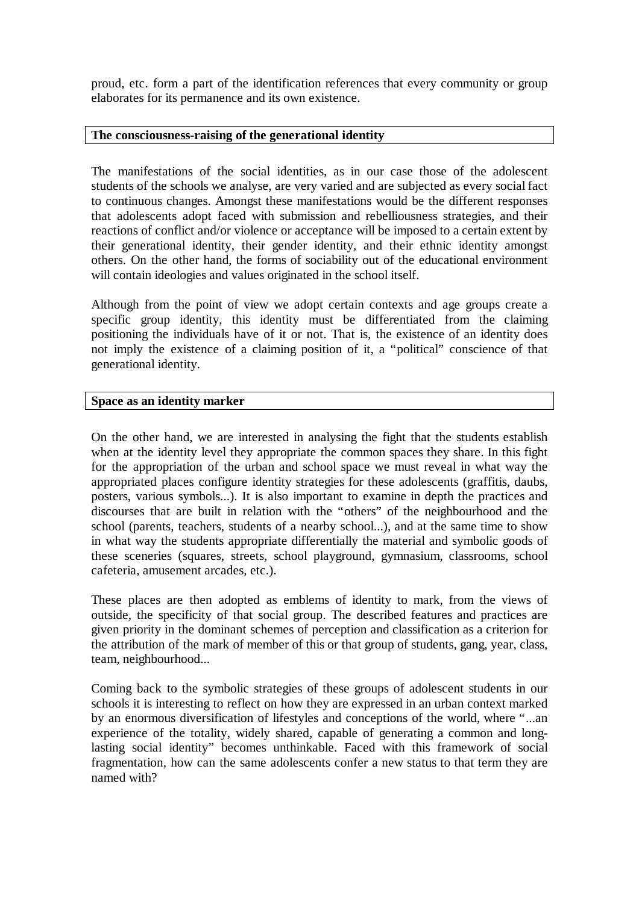proud, etc. form a part of the identification references that every community or group elaborates for its permanence and its own existence.

## The consciousness-raising of the generational identity

The manifestations of the social identities, as in our case those of the adolescent students of the schools we analyse, are very varied and are subjected as every social fact to continuous changes. Amongst these manifestations would be the different responses that adolescents adopt faced with submission and rebelliousness strategies, and their reactions of conflict and/or violence or acceptance will be imposed to a certain extent by their generational identity, their gender identity, and their ethnic identity amongst others. On the other hand, the forms of sociability out of the educational environment will contain ideologies and values originated in the school itself.

Although from the point of view we adopt certain contexts and age groups create a specific group identity, this identity must be differentiated from the claiming positioning the individuals have of it or not. That is, the existence of an identity does not imply the existence of a claiming position of it, a "political" conscience of that generational identity.

## Space as an identity marker

On the other hand, we are interested in analysing the fight that the students establish when at the identity level they appropriate the common spaces they share. In this fight for the appropriation of the urban and school space we must reveal in what way the appropriated places configure identity strategies for these adolescents (graffitis, daubs, posters, various symbols...). It is also important to examine in depth the practices and discourses that are built in relation with the "others" of the neighbourhood and the school (parents, teachers, students of a nearby school...), and at the same time to show in what way the students appropriate differentially the material and symbolic goods of these sceneries (squares, streets, school playground, gymnasium, classrooms, school cafeteria, amusement arcades, etc.).

These places are then adopted as emblems of identity to mark, from the views of outside, the specificity of that social group. The described features and practices are given priority in the dominant schemes of perception and classification as a criterion for the attribution of the mark of member of this or that group of students, gang, year, class, team, neighbourhood...

Coming back to the symbolic strategies of these groups of adolescent students in our schools it is interesting to reflect on how they are expressed in an urban context marked by an enormous diversification of lifestyles and conceptions of the world, where "...an experience of the totality, widely shared, capable of generating a common and long-lasting social identity" becomes unthinkable. Faced with this framework of social fragmentation, how can the same adolescents confer a new status to that term they are named with?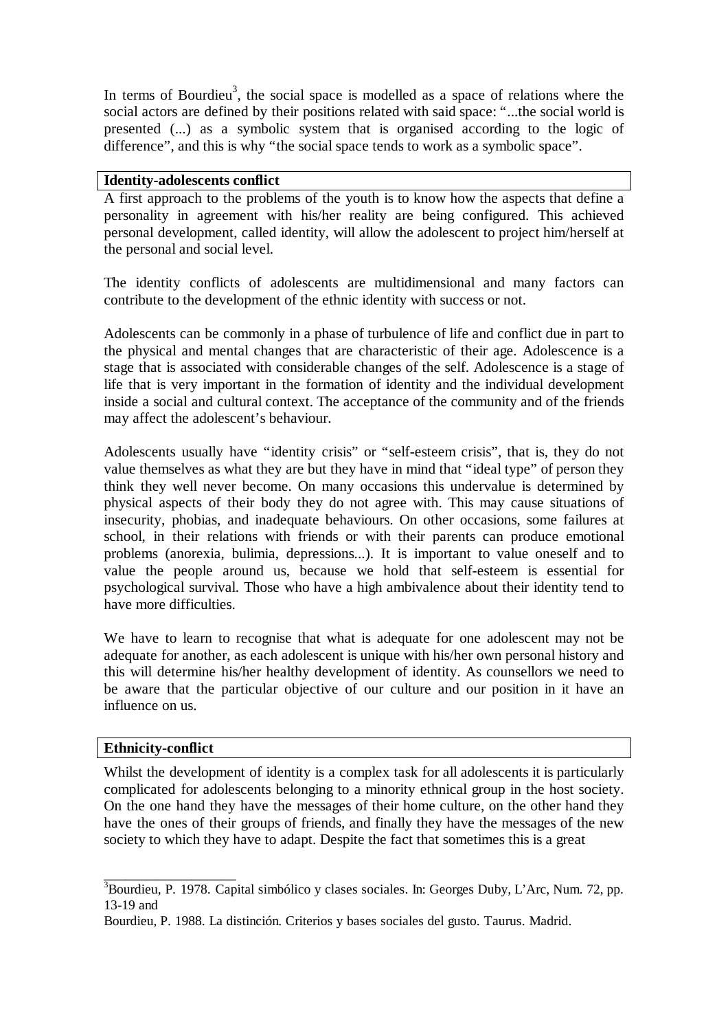In terms of Bourdieu[3], the social space is modelled as a space of relations where the social actors are defined by their positions related with said space: "...the social world is presented (...) as a symbolic system that is organised according to the logic of difference", and this is why "the social space tends to work as a symbolic space".

**Identity-adolescents conflict**

A first approach to the problems of the youth is to know how the aspects that define a personality in agreement with his/her reality are being configured. This achieved personal development, called identity, will allow the adolescent to project him/herself at the personal and social level.

The identity conflicts of adolescents are multidimensional and many factors can contribute to the development of the ethnic identity with success or not.

Adolescents can be commonly in a phase of turbulence of life and conflict due in part to the physical and mental changes that are characteristic of their age. Adolescence is a stage that is associated with considerable changes of the self. Adolescence is a stage of life that is very important in the formation of identity and the individual development inside a social and cultural context. The acceptance of the community and of the friends may affect the adolescent's behaviour.

Adolescents usually have "identity crisis" or "self-esteem crisis", that is, they do not value themselves as what they are but they have in mind that "ideal type" of person they think they well never become. On many occasions this undervalue is determined by physical aspects of their body they do not agree with. This may cause situations of insecurity, phobias, and inadequate behaviours. On other occasions, some failures at school, in their relations with friends or with their parents can produce emotional problems (anorexia, bulimia, depressions...). It is important to value oneself and to value the people around us, because we hold that self-esteem is essential for psychological survival. Those who have a high ambivalence about their identity tend to have more difficulties.

We have to learn to recognise that what is adequate for one adolescent may not be adequate for another, as each adolescent is unique with his/her own personal history and this will determine his/her healthy development of identity. As counsellors we need to be aware that the particular objective of our culture and our position in it have an influence on us.

**Ethnicity-conflict**

Whilst the development of identity is a complex task for all adolescents it is particularly complicated for adolescents belonging to a minority ethnical group in the host society. On the one hand they have the messages of their home culture, on the other hand they have the ones of their groups of friends, and finally they have the messages of the new society to which they have to adapt. Despite the fact that sometimes this is a great

[3] Bourdieu, P. 1978. Capital simbólico y clases sociales. In: Georges Duby, L'Arc, Num. 72, pp. 13-19 and

Bourdieu, P. 1988. La distinción. Criterios y bases sociales del gusto. Taurus. Madrid.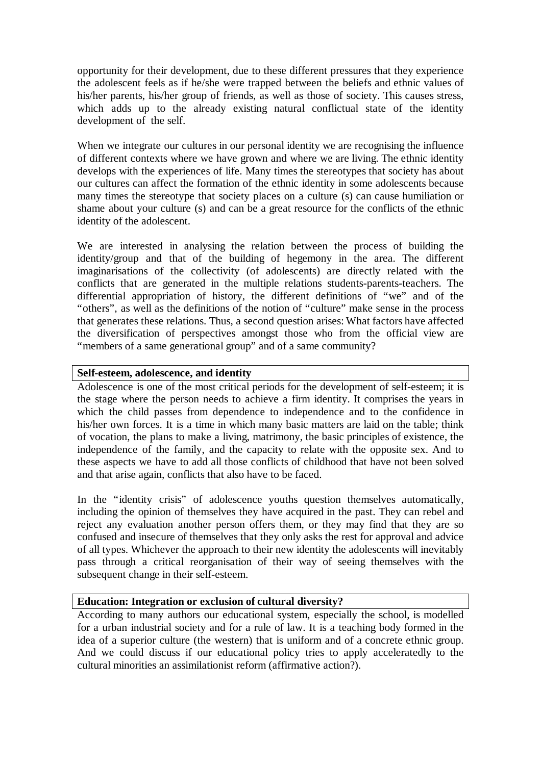opportunity for their development, due to these different pressures that they experience the adolescent feels as if he/she were trapped between the beliefs and ethnic values of his/her parents, his/her group of friends, as well as those of society. This causes stress, which adds up to the already existing natural conflictual state of the identity development of the self.

When we integrate our cultures in our personal identity we are recognising the influence of different contexts where we have grown and where we are living. The ethnic identity develops with the experiences of life. Many times the stereotypes that society has about our cultures can affect the formation of the ethnic identity in some adolescents because many times the stereotype that society places on a culture (s) can cause humiliation or shame about your culture (s) and can be a great resource for the conflicts of the ethnic identity of the adolescent.

We are interested in analysing the relation between the process of building the identity/group and that of the building of hegemony in the area. The different imaginarisations of the collectivity (of adolescents) are directly related with the conflicts that are generated in the multiple relations students-parents-teachers. The differential appropriation of history, the different definitions of "we" and of the "others", as well as the definitions of the notion of "culture" make sense in the process that generates these relations. Thus, a second question arises: What factors have affected the diversification of perspectives amongst those who from the official view are "members of a same generational group" and of a same community?

## Self-esteem, adolescence, and identity

Adolescence is one of the most critical periods for the development of self-esteem; it is the stage where the person needs to achieve a firm identity. It comprises the years in which the child passes from dependence to independence and to the confidence in his/her own forces. It is a time in which many basic matters are laid on the table; think of vocation, the plans to make a living, matrimony, the basic principles of existence, the independence of the family, and the capacity to relate with the opposite sex. And to these aspects we have to add all those conflicts of childhood that have not been solved and that arise again, conflicts that also have to be faced.

In the "identity crisis" of adolescence youths question themselves automatically, including the opinion of themselves they have acquired in the past. They can rebel and reject any evaluation another person offers them, or they may find that they are so confused and insecure of themselves that they only asks the rest for approval and advice of all types. Whichever the approach to their new identity the adolescents will inevitably pass through a critical reorganisation of their way of seeing themselves with the subsequent change in their self-esteem.

## Education: Integration or exclusion of cultural diversity?

According to many authors our educational system, especially the school, is modelled for a urban industrial society and for a rule of law. It is a teaching body formed in the idea of a superior culture (the western) that is uniform and of a concrete ethnic group. And we could discuss if our educational policy tries to apply acceleratedly to the cultural minorities an assimilationist reform (affirmative action?).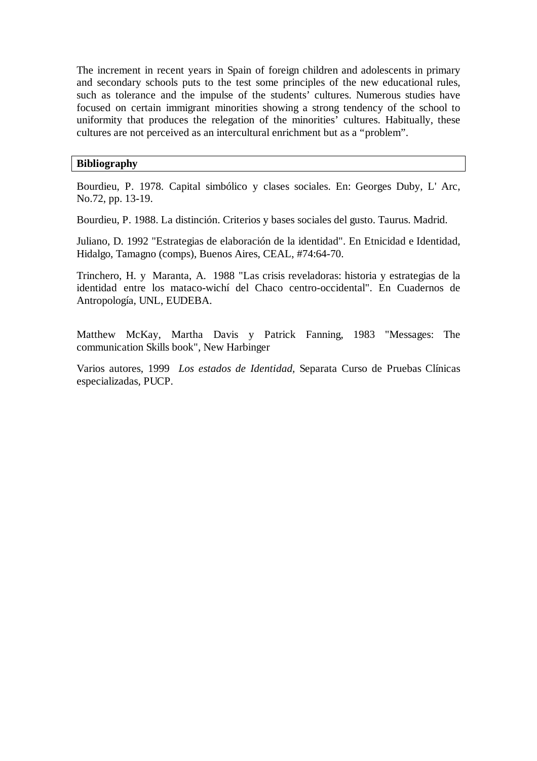The increment in recent years in Spain of foreign children and adolescents in primary and secondary schools puts to the test some principles of the new educational rules, such as tolerance and the impulse of the students' cultures. Numerous studies have focused on certain immigrant minorities showing a strong tendency of the school to uniformity that produces the relegation of the minorities' cultures. Habitually, these cultures are not perceived as an intercultural enrichment but as a "problem".

## Bibliography

Bourdieu, P. 1978. Capital simbólico y clases sociales. En: Georges Duby, L' Arc, No.72, pp. 13-19.

Bourdieu, P. 1988. La distinción. Criterios y bases sociales del gusto. Taurus. Madrid.

Juliano, D. 1992 "Estrategias de elaboración de la identidad". En Etnicidad e Identidad, Hidalgo, Tamagno (comps), Buenos Aires, CEAL, #74:64-70.

Trinchero, H. y Maranta, A. 1988 "Las crisis reveladoras: historia y estrategias de la identidad entre los mataco-wichí del Chaco centro-occidental". En Cuadernos de Antropología, UNL, EUDEBA.

Matthew McKay, Martha Davis y Patrick Fanning, 1983 "Messages: The communication Skills book", New Harbinger

Varios autores, 1999 *Los estados de Identidad*, Separata Curso de Pruebas Clínicas especializadas, PUCP.